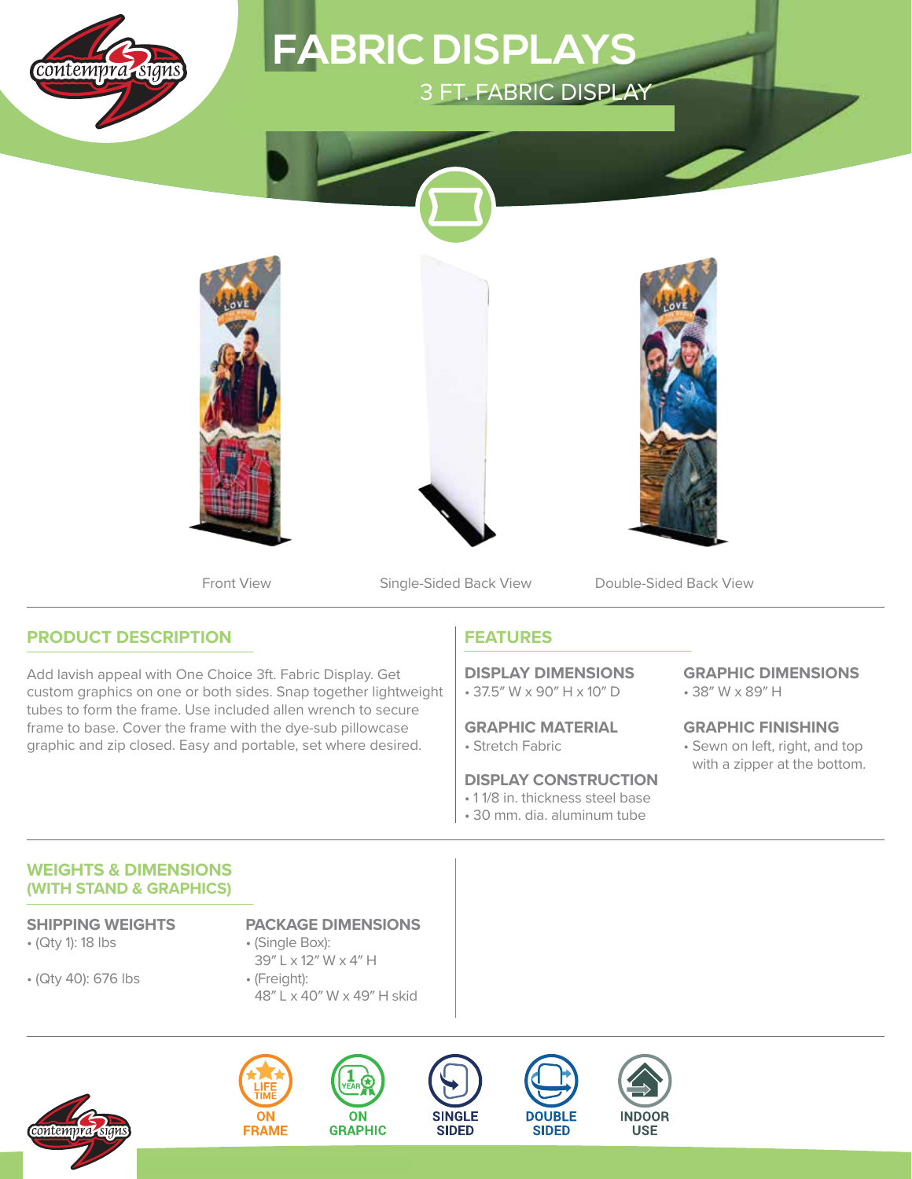# FABRIC DISPLAYS

## 3 FT. FABRIC DISPLAY

Front View

Single-Sided Back View

Double-Sided Back View

## PRODUCT DESCRIPTION

Add lavish appeal with One Choice 3ft. Fabric Display. Get custom graphics on one or both sides. Snap together lightweight tubes to form the frame. Use included allen wrench to secure frame to base. Cover the frame with the dye-sub pillowcase graphic and zip closed. Easy and portable, set where desired.

## FEATURES

### DISPLAY DIMENSIONS

- 37.5″ W x 90″ H x 10″ D

### GRAPHIC DIMENSIONS

- 38″ W x 89″ H

### GRAPHIC MATERIAL

- Stretch Fabric

### GRAPHIC FINISHING

- Sewn on left, right, and top with a zipper at the bottom.

### DISPLAY CONSTRUCTION

- 1 1/8 in. thickness steel base
- 30 mm. dia. aluminum tube

## WEIGHTS & DIMENSIONS (WITH STAND & GRAPHICS)

### SHIPPING WEIGHTS

- (Qty 1): 18 lbs
- (Qty 40): 676 lbs

### PACKAGE DIMENSIONS

- (Single Box): 39″ L x 12″ W x 4″ H
- (Freight): 48″ L x 40″ W x 49″ H skid

LIFE TIME ON FRAME | 1 YEAR ON GRAPHIC | SINGLE SIDED | DOUBLE SIDED | INDOOR USE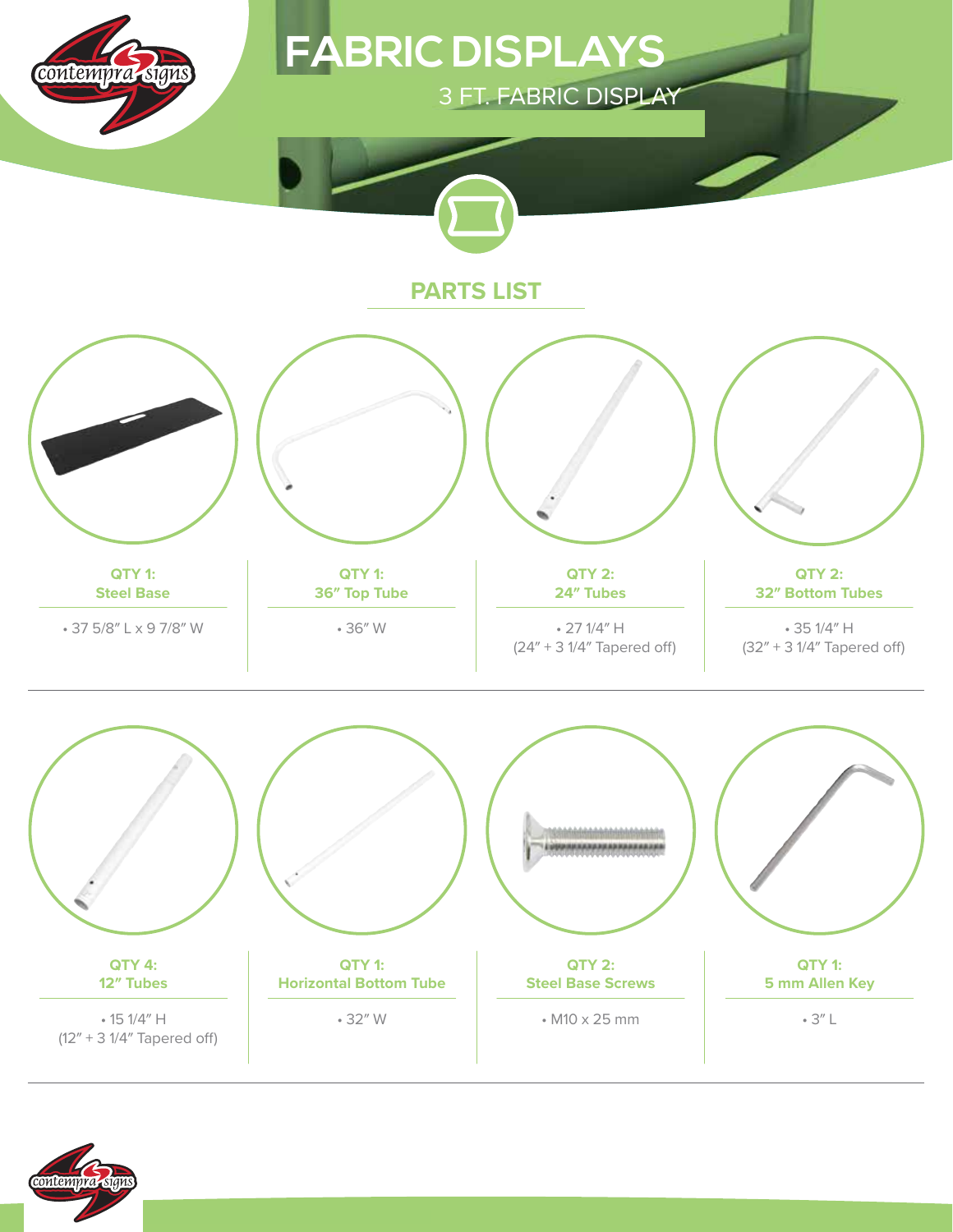# FABRIC DISPLAYS

3 FT. FABRIC DISPLAY

## PARTS LIST

**QTY 1:**
**Steel Base**

• 37 5/8″ L x 9 7/8″ W

**QTY 1:**
**36″ Top Tube**

• 36″ W

**QTY 2:**
**24″ Tubes**

• 27 1/4″ H
(24″ + 3 1/4″ Tapered off)

**QTY 2:**
**32″ Bottom Tubes**

• 35 1/4″ H
(32″ + 3 1/4″ Tapered off)

**QTY 4:**
**12″ Tubes**

• 15 1/4″ H
(12″ + 3 1/4″ Tapered off)

**QTY 1:**
**Horizontal Bottom Tube**

• 32″ W

**QTY 2:**
**Steel Base Screws**

• M10 x 25 mm

**QTY 1:**
**5 mm Allen Key**

• 3″ L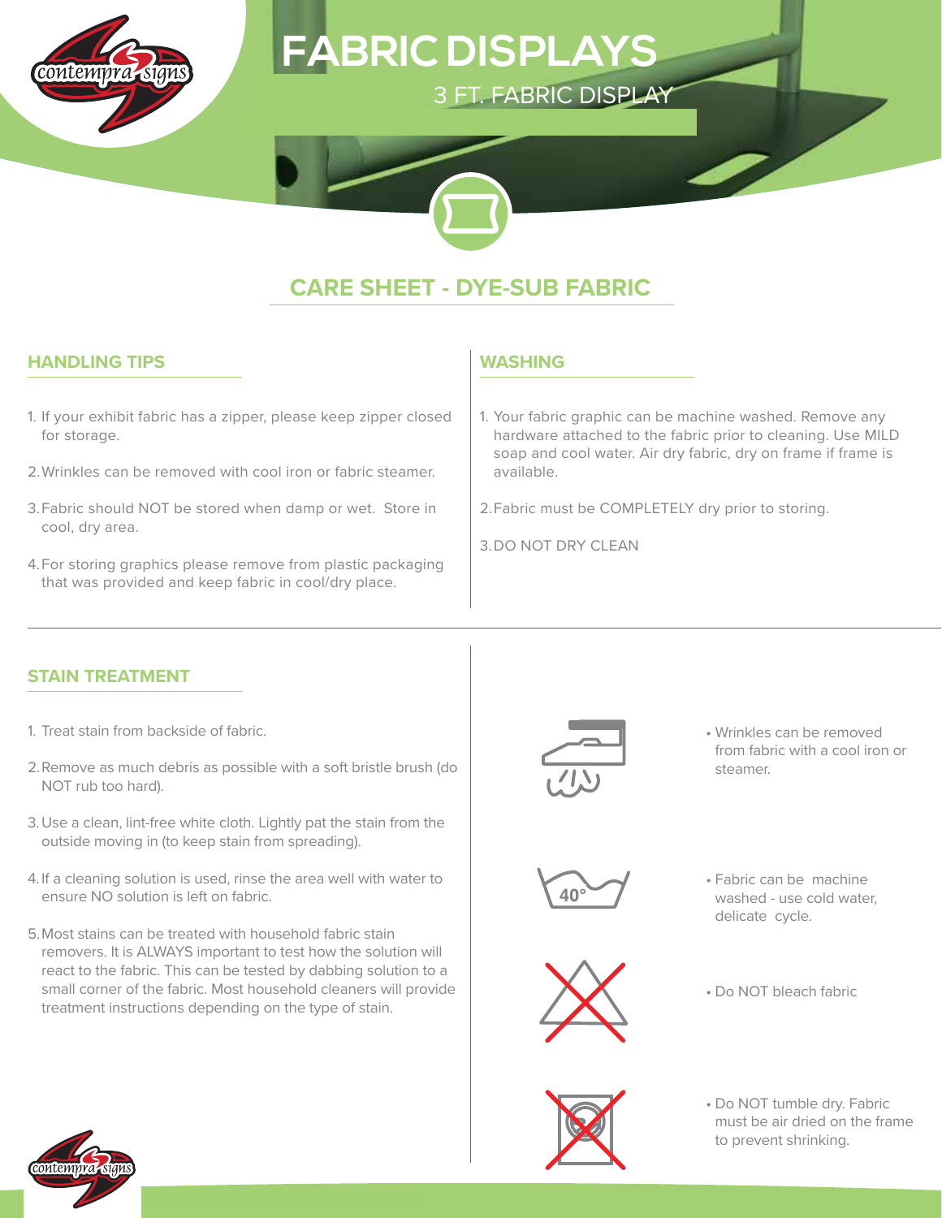# FABRIC DISPLAYS

3 FT. FABRIC DISPLAY

## CARE SHEET - DYE-SUB FABRIC

### HANDLING TIPS

1. If your exhibit fabric has a zipper, please keep zipper closed for storage.
2. Wrinkles can be removed with cool iron or fabric steamer.
3. Fabric should NOT be stored when damp or wet. Store in cool, dry area.
4. For storing graphics please remove from plastic packaging that was provided and keep fabric in cool/dry place.

### WASHING

1. Your fabric graphic can be machine washed. Remove any hardware attached to the fabric prior to cleaning. Use MILD soap and cool water. Air dry fabric, dry on frame if frame is available.
2. Fabric must be COMPLETELY dry prior to storing.
3. DO NOT DRY CLEAN

### STAIN TREATMENT

1. Treat stain from backside of fabric.
2. Remove as much debris as possible with a soft bristle brush (do NOT rub too hard).
3. Use a clean, lint-free white cloth. Lightly pat the stain from the outside moving in (to keep stain from spreading).
4. If a cleaning solution is used, rinse the area well with water to ensure NO solution is left on fabric.
5. Most stains can be treated with household fabric stain removers. It is ALWAYS important to test how the solution will react to the fabric. This can be tested by dabbing solution to a small corner of the fabric. Most household cleaners will provide treatment instructions depending on the type of stain.

- Wrinkles can be removed from fabric with a cool iron or steamer.

40°

- Fabric can be machine washed - use cold water, delicate cycle.
- Do NOT bleach fabric
- Do NOT tumble dry. Fabric must be air dried on the frame to prevent shrinking.